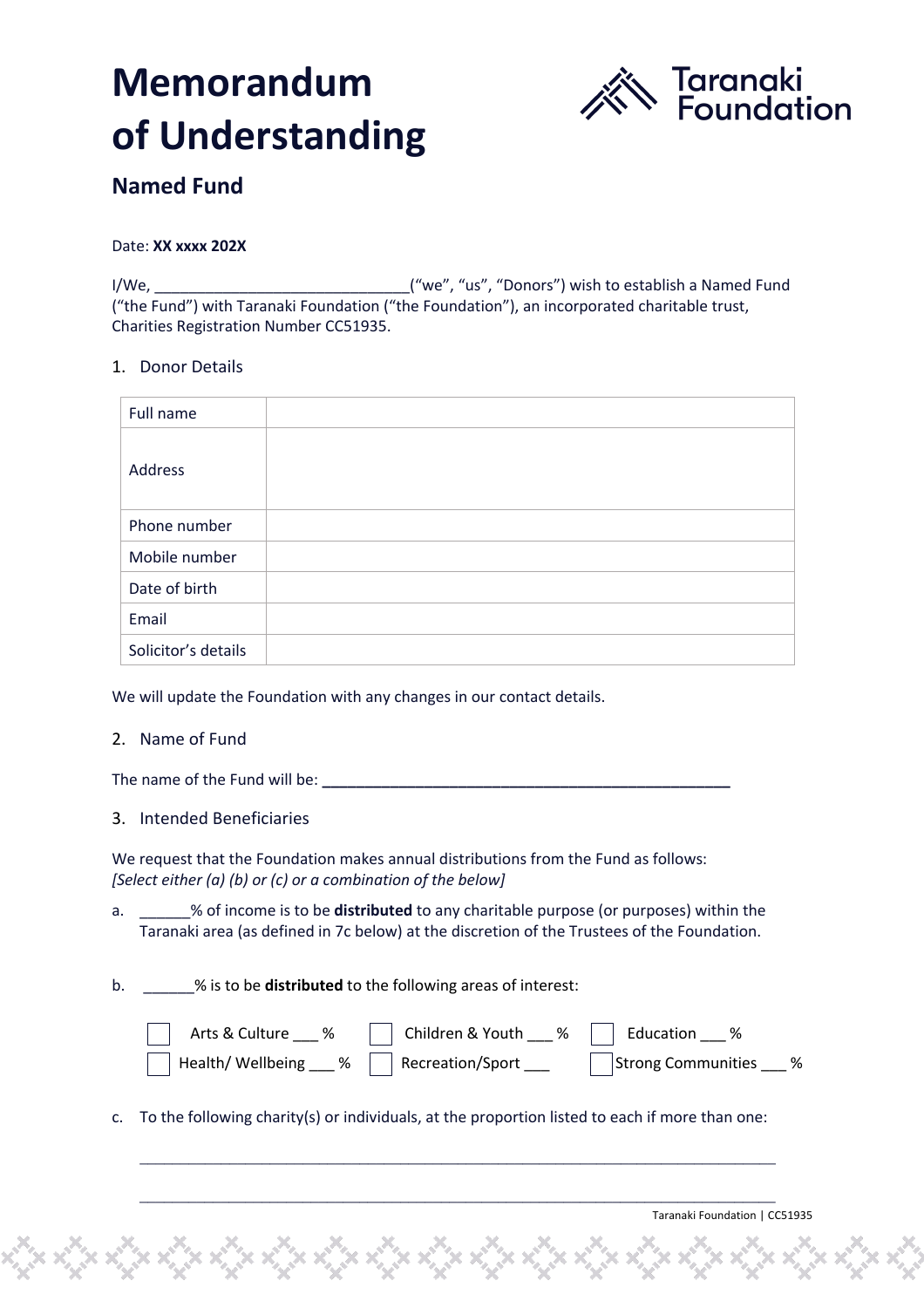# Memorandum of Understanding

Taranaki Foundation

## Named Fund

Date: **XX xxxx 202X**

I/We, ______________________________("we", "us", "Donors") wish to establish a Named Fund ("the Fund") with Taranaki Foundation ("the Foundation"), an incorporated charitable trust, Charities Registration Number CC51935.

1. Donor Details

| Full name | |
|---|---|
| Address | |
| Phone number | |
| Mobile number | |
| Date of birth | |
| Email | |
| Solicitor's details | |

We will update the Foundation with any changes in our contact details.

2. Name of Fund

The name of the Fund will be: **__________________________________________________**

3. Intended Beneficiaries

We request that the Foundation makes annual distributions from the Fund as follows:
*[Select either (a) (b) or (c) or a combination of the below]*

a. ______% of income is to be **distributed** to any charitable purpose (or purposes) within the Taranaki area (as defined in 7c below) at the discretion of the Trustees of the Foundation.

b. ______% is to be **distributed** to the following areas of interest:

- ☐ Arts & Culture ___ %
- ☐ Children & Youth ___ %
- ☐ Education ___ %
- ☐ Health/ Wellbeing ___ %
- ☐ Recreation/Sport ___
- ☐ Strong Communities ___ %

c. To the following charity(s) or individuals, at the proportion listed to each if more than one:

_______________________________________________________________________________

_______________________________________________________________________________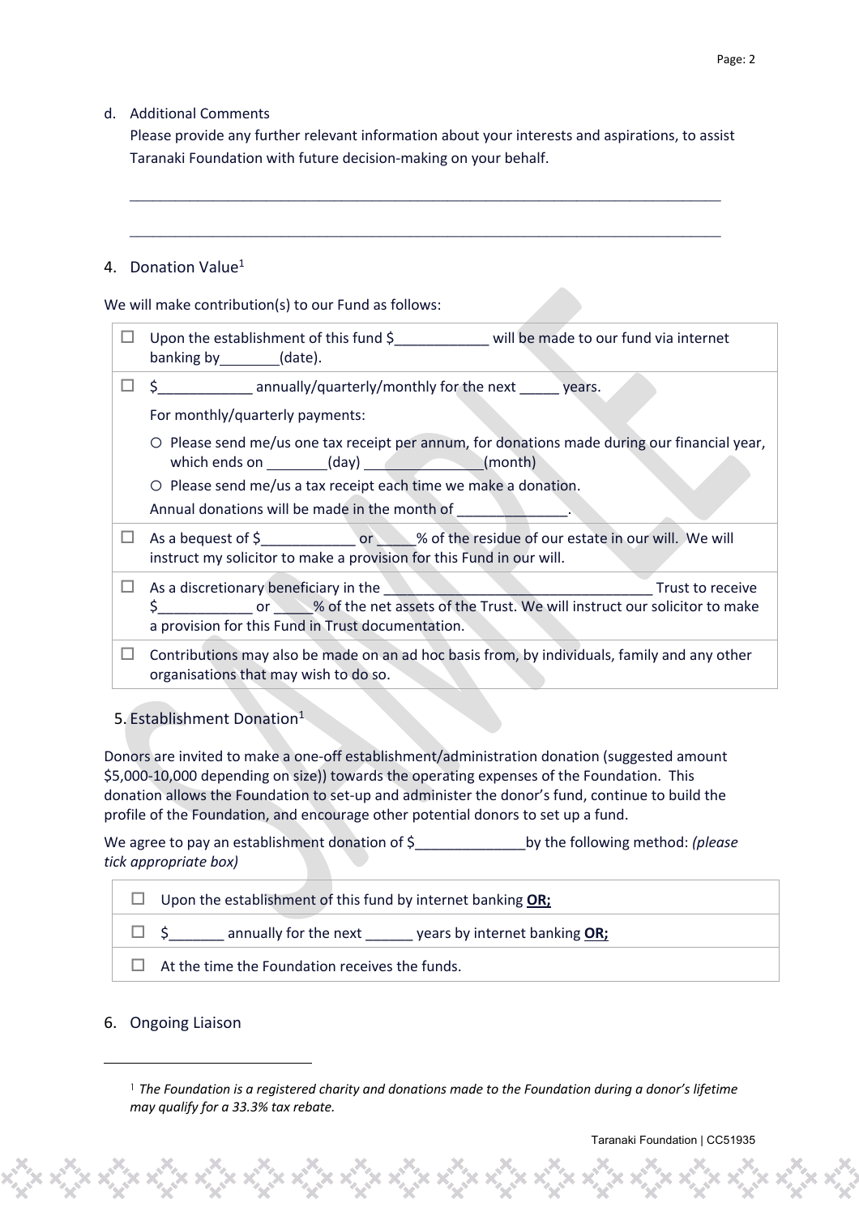d. Additional Comments

Please provide any further relevant information about your interests and aspirations, to assist Taranaki Foundation with future decision-making on your behalf.

\_\_\_\_\_\_\_\_\_\_\_\_\_\_\_\_\_\_\_\_\_\_\_\_\_\_\_\_\_\_\_\_\_\_\_\_\_\_\_\_\_\_\_\_\_\_\_\_\_\_\_\_\_\_\_\_\_\_\_\_\_\_\_\_\_\_\_\_\_\_\_\_\_\_

\_\_\_\_\_\_\_\_\_\_\_\_\_\_\_\_\_\_\_\_\_\_\_\_\_\_\_\_\_\_\_\_\_\_\_\_\_\_\_\_\_\_\_\_\_\_\_\_\_\_\_\_\_\_\_\_\_\_\_\_\_\_\_\_\_\_\_\_\_\_\_\_\_\_

## 4. Donation Value[1]

We will make contribution(s) to our Fund as follows:

| | |
|---|---|
| ☐ | Upon the establishment of this fund $\_\_\_\_\_\_\_\_\_\_\_\_ will be made to our fund via internet banking by\_\_\_\_\_\_\_\_(date). |
| ☐ | $\_\_\_\_\_\_\_\_\_\_\_\_ annually/quarterly/monthly for the next \_\_\_\_\_ years.<br>For monthly/quarterly payments:<br>○ Please send me/us one tax receipt per annum, for donations made during our financial year, which ends on \_\_\_\_\_\_\_\_(day) \_\_\_\_\_\_\_\_\_\_\_\_\_\_\_\_(month)<br>○ Please send me/us a tax receipt each time we make a donation.<br>Annual donations will be made in the month of \_\_\_\_\_\_\_\_\_\_\_\_\_\_. |
| ☐ | As a bequest of $\_\_\_\_\_\_\_\_\_\_\_\_ or \_\_\_\_\_% of the residue of our estate in our will. We will instruct my solicitor to make a provision for this Fund in our will. |
| ☐ | As a discretionary beneficiary in the \_\_\_\_\_\_\_\_\_\_\_\_\_\_\_\_\_\_\_\_\_\_\_\_\_\_\_\_\_\_\_\_\_\_\_\_ Trust to receive $\_\_\_\_\_\_\_\_\_\_\_\_ or \_\_\_\_\_% of the net assets of the Trust. We will instruct our solicitor to make a provision for this Fund in Trust documentation. |
| ☐ | Contributions may also be made on an ad hoc basis from, by individuals, family and any other organisations that may wish to do so. |

## 5. Establishment Donation[1]

Donors are invited to make a one-off establishment/administration donation (suggested amount $5,000-10,000 depending on size)) towards the operating expenses of the Foundation. This donation allows the Foundation to set-up and administer the donor's fund, continue to build the profile of the Foundation, and encourage other potential donors to set up a fund.

We agree to pay an establishment donation of $\_\_\_\_\_\_\_\_\_\_\_\_\_\_by the following method: *(please tick appropriate box)*

| | |
|---|---|
| ☐ | Upon the establishment of this fund by internet banking **OR;** |
| ☐ | $\_\_\_\_\_\_\_ annually for the next \_\_\_\_\_\_ years by internet banking **OR;** |
| ☐ | At the time the Foundation receives the funds. |

## 6. Ongoing Liaison

---

[1] *The Foundation is a registered charity and donations made to the Foundation during a donor's lifetime may qualify for a 33.3% tax rebate.*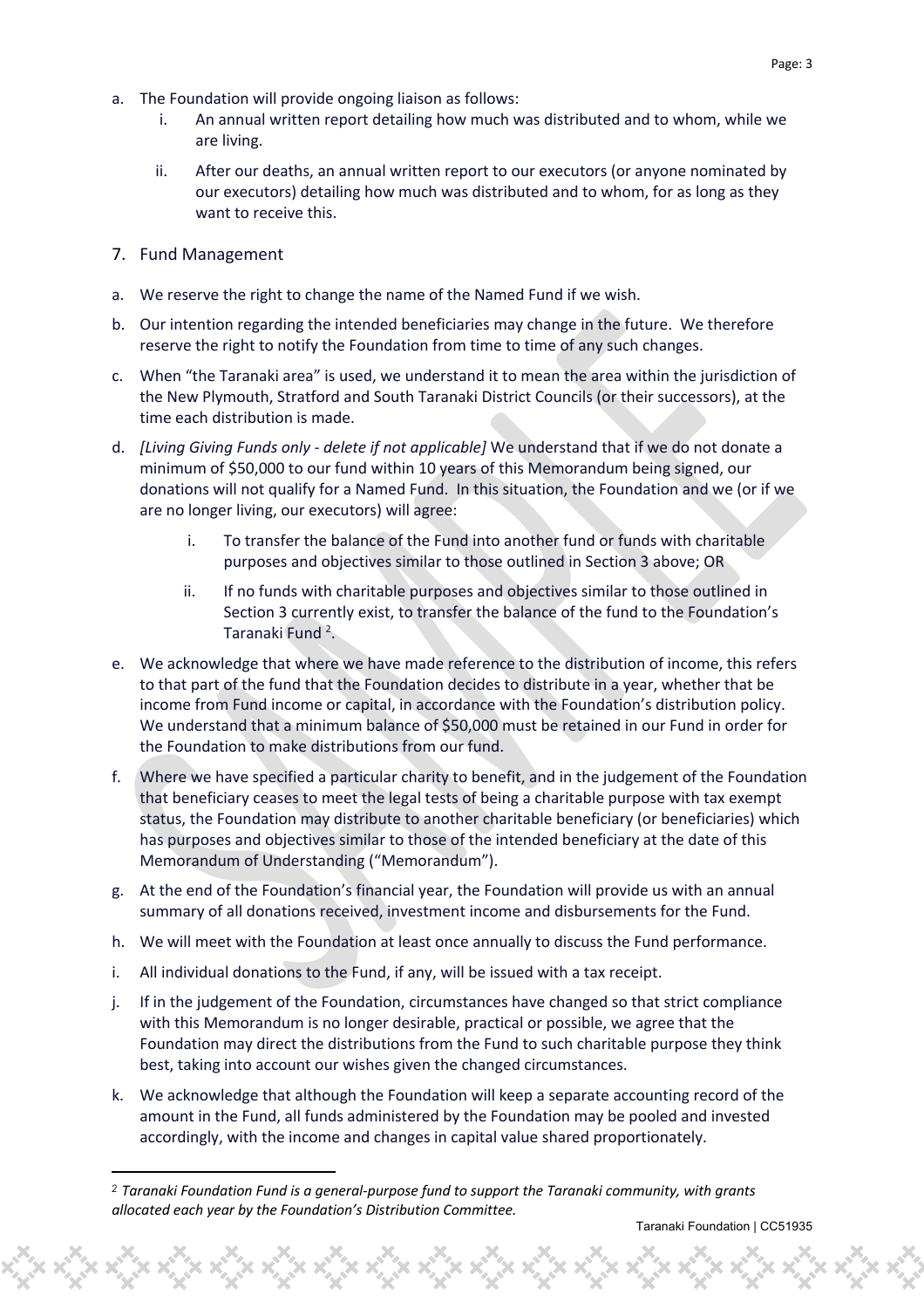a. The Foundation will provide ongoing liaison as follows:
   i. An annual written report detailing how much was distributed and to whom, while we are living.
   ii. After our deaths, an annual written report to our executors (or anyone nominated by our executors) detailing how much was distributed and to whom, for as long as they want to receive this.

## 7. Fund Management

a. We reserve the right to change the name of the Named Fund if we wish.

b. Our intention regarding the intended beneficiaries may change in the future. We therefore reserve the right to notify the Foundation from time to time of any such changes.

c. When "the Taranaki area" is used, we understand it to mean the area within the jurisdiction of the New Plymouth, Stratford and South Taranaki District Councils (or their successors), at the time each distribution is made.

d. *[Living Giving Funds only - delete if not applicable]* We understand that if we do not donate a minimum of $50,000 to our fund within 10 years of this Memorandum being signed, our donations will not qualify for a Named Fund. In this situation, the Foundation and we (or if we are no longer living, our executors) will agree:
   i. To transfer the balance of the Fund into another fund or funds with charitable purposes and objectives similar to those outlined in Section 3 above; OR
   ii. If no funds with charitable purposes and objectives similar to those outlined in Section 3 currently exist, to transfer the balance of the fund to the Foundation's Taranaki Fund [2].

e. We acknowledge that where we have made reference to the distribution of income, this refers to that part of the fund that the Foundation decides to distribute in a year, whether that be income from Fund income or capital, in accordance with the Foundation's distribution policy. We understand that a minimum balance of $50,000 must be retained in our Fund in order for the Foundation to make distributions from our fund.

f. Where we have specified a particular charity to benefit, and in the judgement of the Foundation that beneficiary ceases to meet the legal tests of being a charitable purpose with tax exempt status, the Foundation may distribute to another charitable beneficiary (or beneficiaries) which has purposes and objectives similar to those of the intended beneficiary at the date of this Memorandum of Understanding ("Memorandum").

g. At the end of the Foundation's financial year, the Foundation will provide us with an annual summary of all donations received, investment income and disbursements for the Fund.

h. We will meet with the Foundation at least once annually to discuss the Fund performance.

i. All individual donations to the Fund, if any, will be issued with a tax receipt.

j. If in the judgement of the Foundation, circumstances have changed so that strict compliance with this Memorandum is no longer desirable, practical or possible, we agree that the Foundation may direct the distributions from the Fund to such charitable purpose they think best, taking into account our wishes given the changed circumstances.

k. We acknowledge that although the Foundation will keep a separate accounting record of the amount in the Fund, all funds administered by the Foundation may be pooled and invested accordingly, with the income and changes in capital value shared proportionately.

---

[2] *Taranaki Foundation Fund is a general-purpose fund to support the Taranaki community, with grants allocated each year by the Foundation's Distribution Committee.*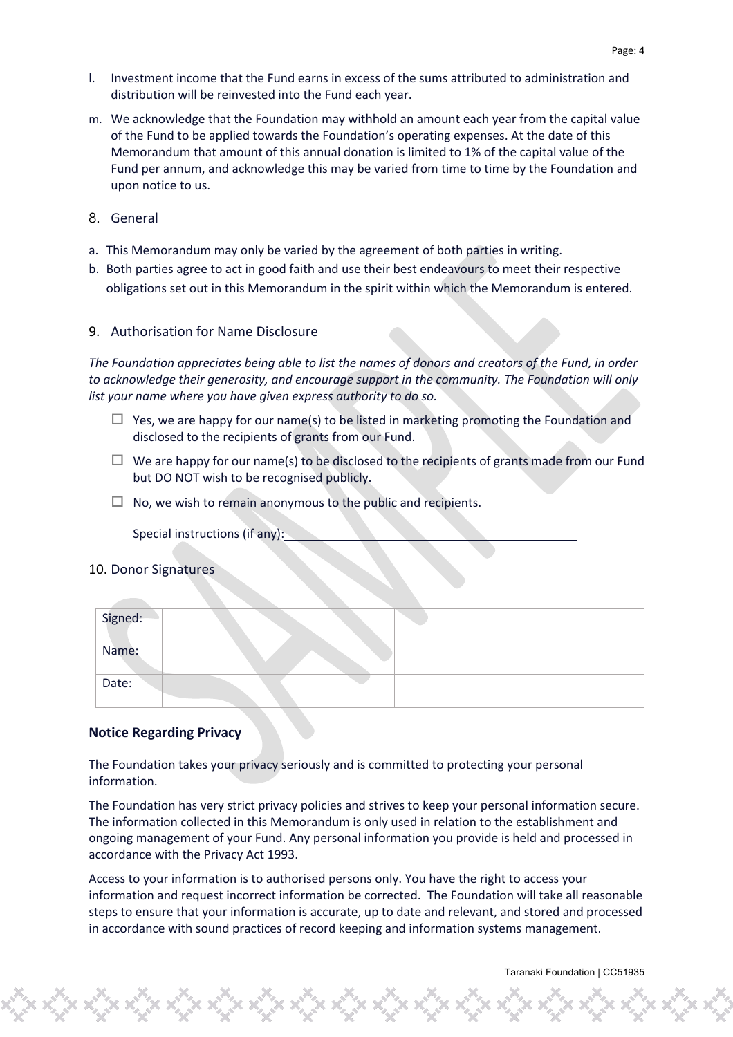l. Investment income that the Fund earns in excess of the sums attributed to administration and distribution will be reinvested into the Fund each year.

m. We acknowledge that the Foundation may withhold an amount each year from the capital value of the Fund to be applied towards the Foundation's operating expenses. At the date of this Memorandum that amount of this annual donation is limited to 1% of the capital value of the Fund per annum, and acknowledge this may be varied from time to time by the Foundation and upon notice to us.

## 8. General

a. This Memorandum may only be varied by the agreement of both parties in writing.

b. Both parties agree to act in good faith and use their best endeavours to meet their respective obligations set out in this Memorandum in the spirit within which the Memorandum is entered.

## 9. Authorisation for Name Disclosure

*The Foundation appreciates being able to list the names of donors and creators of the Fund, in order to acknowledge their generosity, and encourage support in the community. The Foundation will only list your name where you have given express authority to do so.*

- ☐ Yes, we are happy for our name(s) to be listed in marketing promoting the Foundation and disclosed to the recipients of grants from our Fund.
- ☐ We are happy for our name(s) to be disclosed to the recipients of grants made from our Fund but DO NOT wish to be recognised publicly.
- ☐ No, we wish to remain anonymous to the public and recipients.

Special instructions (if any):\_\_\_\_\_\_\_\_\_\_\_\_\_\_\_\_\_\_\_\_\_\_\_\_\_\_\_\_\_\_\_\_\_\_\_\_\_\_\_\_

## 10. Donor Signatures

| Signed: | | |
|---|---|---|
| Name: | | |
| Date: | | |

**Notice Regarding Privacy**

The Foundation takes your privacy seriously and is committed to protecting your personal information.

The Foundation has very strict privacy policies and strives to keep your personal information secure. The information collected in this Memorandum is only used in relation to the establishment and ongoing management of your Fund. Any personal information you provide is held and processed in accordance with the Privacy Act 1993.

Access to your information is to authorised persons only. You have the right to access your information and request incorrect information be corrected. The Foundation will take all reasonable steps to ensure that your information is accurate, up to date and relevant, and stored and processed in accordance with sound practices of record keeping and information systems management.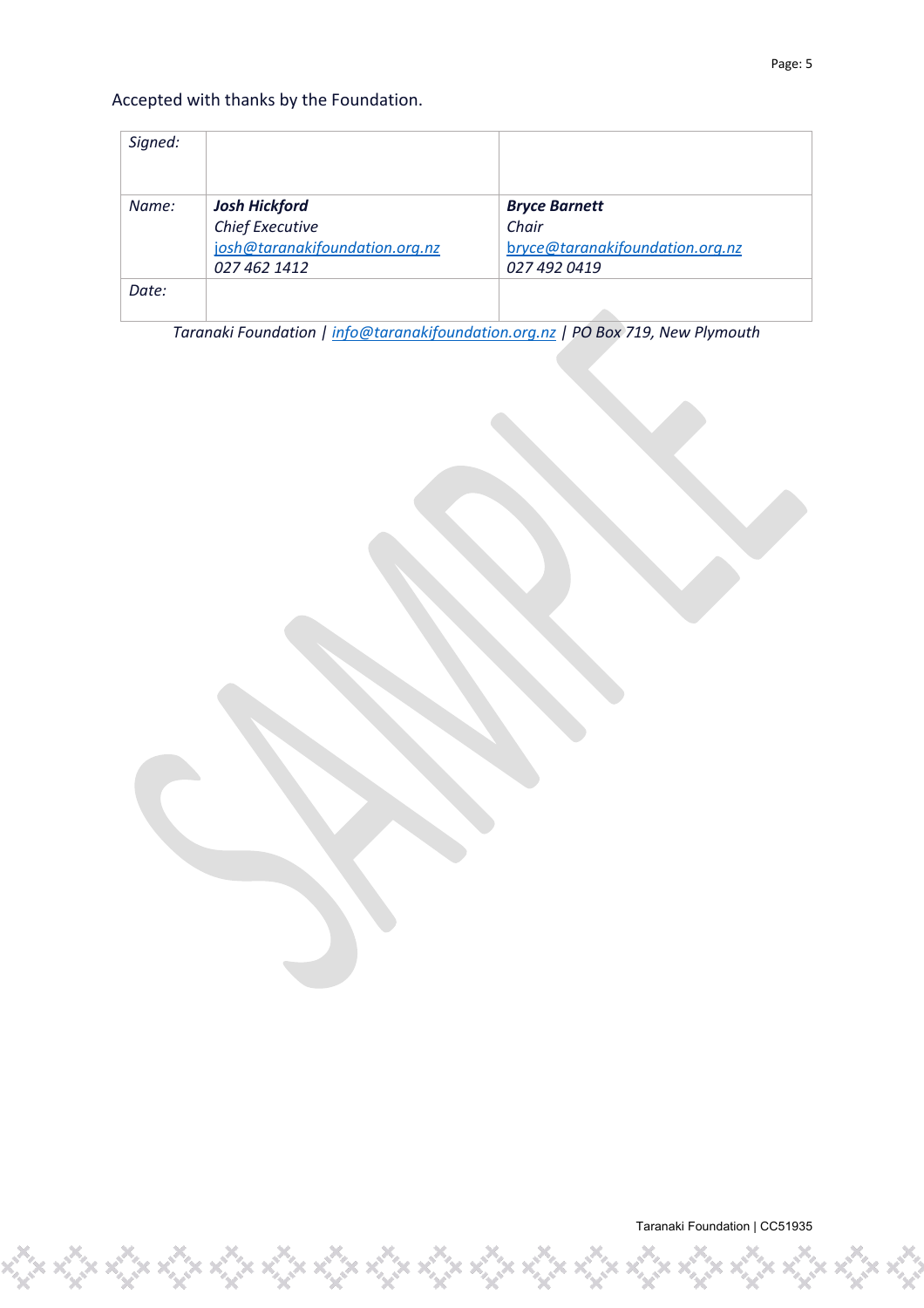Accepted with thanks by the Foundation.

| | | |
|---|---|---|
| *Signed:* | | |
| *Name:* | ***Josh Hickford***<br>*Chief Executive*<br>*josh@taranakifoundation.org.nz*<br>*027 462 1412* | ***Bryce Barnett***<br>*Chair*<br>*bryce@taranakifoundation.org.nz*<br>*027 492 0419* |
| *Date:* | | |

*Taranaki Foundation | info@taranakifoundation.org.nz | PO Box 719, New Plymouth*

SAMPLE

Taranaki Foundation | CC51935